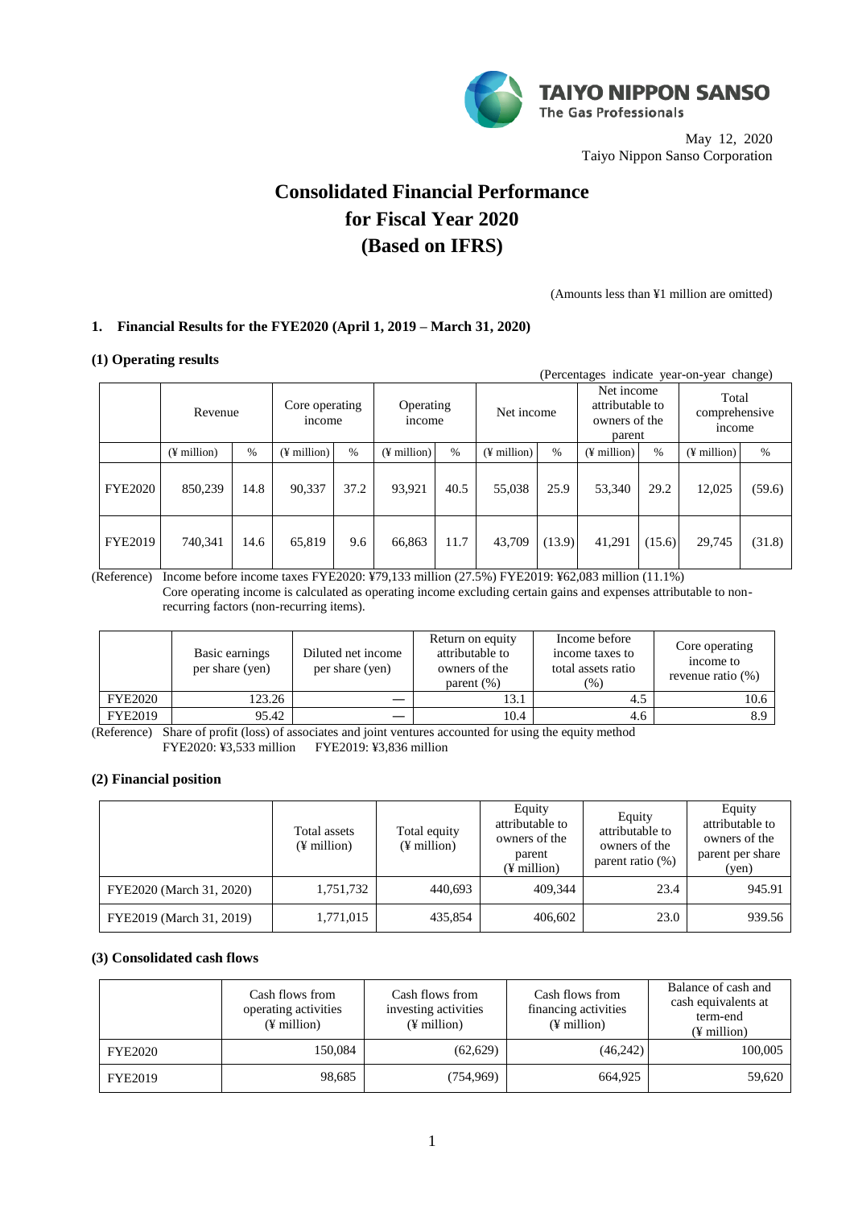TAIYO NIPPON SANSO
The Gas Professionals

May 12, 2020
Taiyo Nippon Sanso Corporation

# Consolidated Financial Performance for Fiscal Year 2020 (Based on IFRS)

(Amounts less than ¥1 million are omitted)

### 1. Financial Results for the FYE2020 (April 1, 2019 – March 31, 2020)

#### (1) Operating results

(Percentages indicate year-on-year change)

| | Revenue | | Core operating income | | Operating income | | Net income | | Net income attributable to owners of the parent | | Total comprehensive income | |
|---|---|---|---|---|---|---|---|---|---|---|---|---|
| | (¥ million) | % | (¥ million) | % | (¥ million) | % | (¥ million) | % | (¥ million) | % | (¥ million) | % |
| FYE2020 | 850,239 | 14.8 | 90,337 | 37.2 | 93,921 | 40.5 | 55,038 | 25.9 | 53,340 | 29.2 | 12,025 | (59.6) |
| FYE2019 | 740,341 | 14.6 | 65,819 | 9.6 | 66,863 | 11.7 | 43,709 | (13.9) | 41,291 | (15.6) | 29,745 | (31.8) |

(Reference) Income before income taxes FYE2020: ¥79,133 million (27.5%) FYE2019: ¥62,083 million (11.1%)
Core operating income is calculated as operating income excluding certain gains and expenses attributable to non-recurring factors (non-recurring items).

| | Basic earnings per share (yen) | Diluted net income per share (yen) | Return on equity attributable to owners of the parent (%) | Income before income taxes to total assets ratio (%) | Core operating income to revenue ratio (%) |
|---|---|---|---|---|---|
| FYE2020 | 123.26 | — | 13.1 | 4.5 | 10.6 |
| FYE2019 | 95.42 | — | 10.4 | 4.6 | 8.9 |

(Reference) Share of profit (loss) of associates and joint ventures accounted for using the equity method
FYE2020: ¥3,533 million FYE2019: ¥3,836 million

#### (2) Financial position

| | Total assets (¥ million) | Total equity (¥ million) | Equity attributable to owners of the parent (¥ million) | Equity attributable to owners of the parent ratio (%) | Equity attributable to owners of the parent per share (yen) |
|---|---|---|---|---|---|
| FYE2020 (March 31, 2020) | 1,751,732 | 440,693 | 409,344 | 23.4 | 945.91 |
| FYE2019 (March 31, 2019) | 1,771,015 | 435,854 | 406,602 | 23.0 | 939.56 |

#### (3) Consolidated cash flows

| | Cash flows from operating activities (¥ million) | Cash flows from investing activities (¥ million) | Cash flows from financing activities (¥ million) | Balance of cash and cash equivalents at term-end (¥ million) |
|---|---|---|---|---|
| FYE2020 | 150,084 | (62,629) | (46,242) | 100,005 |
| FYE2019 | 98,685 | (754,969) | 664,925 | 59,620 |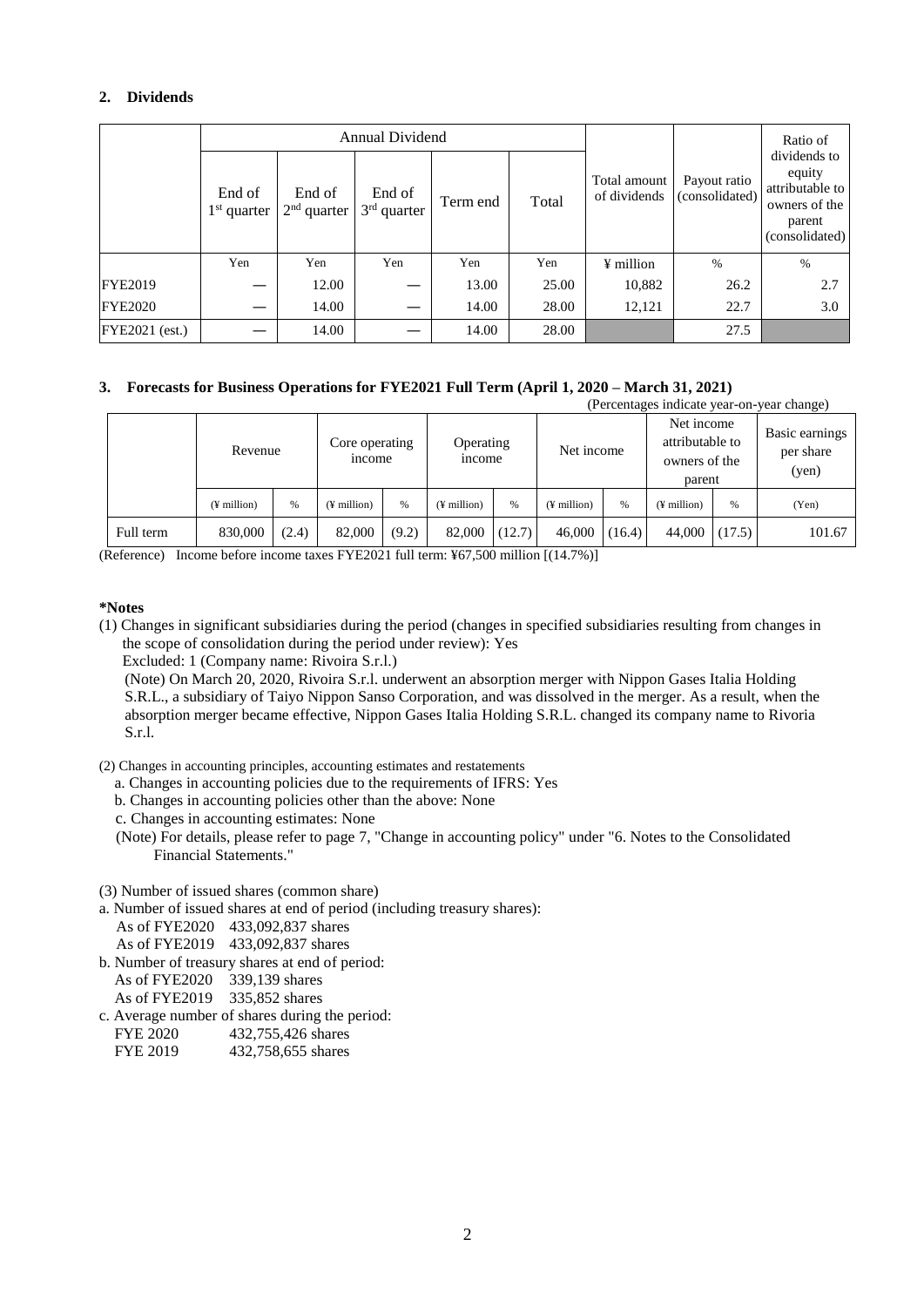## 2. Dividends

| | Annual Dividend | | | | | Total amount of dividends | Payout ratio (consolidated) | Ratio of dividends to equity attributable to owners of the parent (consolidated) |
|---|---|---|---|---|---|---|---|---|
| | End of 1st quarter | End of 2nd quarter | End of 3rd quarter | Term end | Total | | | |
| | Yen | Yen | Yen | Yen | Yen | ¥ million | % | % |
| FYE2019 | — | 12.00 | — | 13.00 | 25.00 | 10,882 | 26.2 | 2.7 |
| FYE2020 | — | 14.00 | — | 14.00 | 28.00 | 12,121 | 22.7 | 3.0 |
| FYE2021 (est.) | — | 14.00 | — | 14.00 | 28.00 | | 27.5 | |

## 3. Forecasts for Business Operations for FYE2021 Full Term (April 1, 2020 – March 31, 2021)

(Percentages indicate year-on-year change)

| | Revenue | | Core operating income | | Operating income | | Net income | | Net income attributable to owners of the parent | | Basic earnings per share (yen) |
|---|---|---|---|---|---|---|---|---|---|---|---|
| | (¥ million) | % | (¥ million) | % | (¥ million) | % | (¥ million) | % | (¥ million) | % | (Yen) |
| Full term | 830,000 | (2.4) | 82,000 | (9.2) | 82,000 | (12.7) | 46,000 | (16.4) | 44,000 | (17.5) | 101.67 |

(Reference) Income before income taxes FYE2021 full term: ¥67,500 million [(14.7%)]

**\*Notes**

(1) Changes in significant subsidiaries during the period (changes in specified subsidiaries resulting from changes in the scope of consolidation during the period under review): Yes

Excluded: 1 (Company name: Rivoira S.r.l.)

(Note) On March 20, 2020, Rivoira S.r.l. underwent an absorption merger with Nippon Gases Italia Holding S.R.L., a subsidiary of Taiyo Nippon Sanso Corporation, and was dissolved in the merger. As a result, when the absorption merger became effective, Nippon Gases Italia Holding S.R.L. changed its company name to Rivoria S.r.l.

(2) Changes in accounting principles, accounting estimates and restatements

a. Changes in accounting policies due to the requirements of IFRS: Yes

b. Changes in accounting policies other than the above: None

c. Changes in accounting estimates: None

(Note) For details, please refer to page 7, "Change in accounting policy" under "6. Notes to the Consolidated Financial Statements."

(3) Number of issued shares (common share)

a. Number of issued shares at end of period (including treasury shares):
- As of FYE2020 433,092,837 shares
- As of FYE2019 433,092,837 shares

b. Number of treasury shares at end of period:
- As of FYE2020 339,139 shares
- As of FYE2019 335,852 shares

c. Average number of shares during the period:
- FYE 2020 432,755,426 shares
- FYE 2019 432,758,655 shares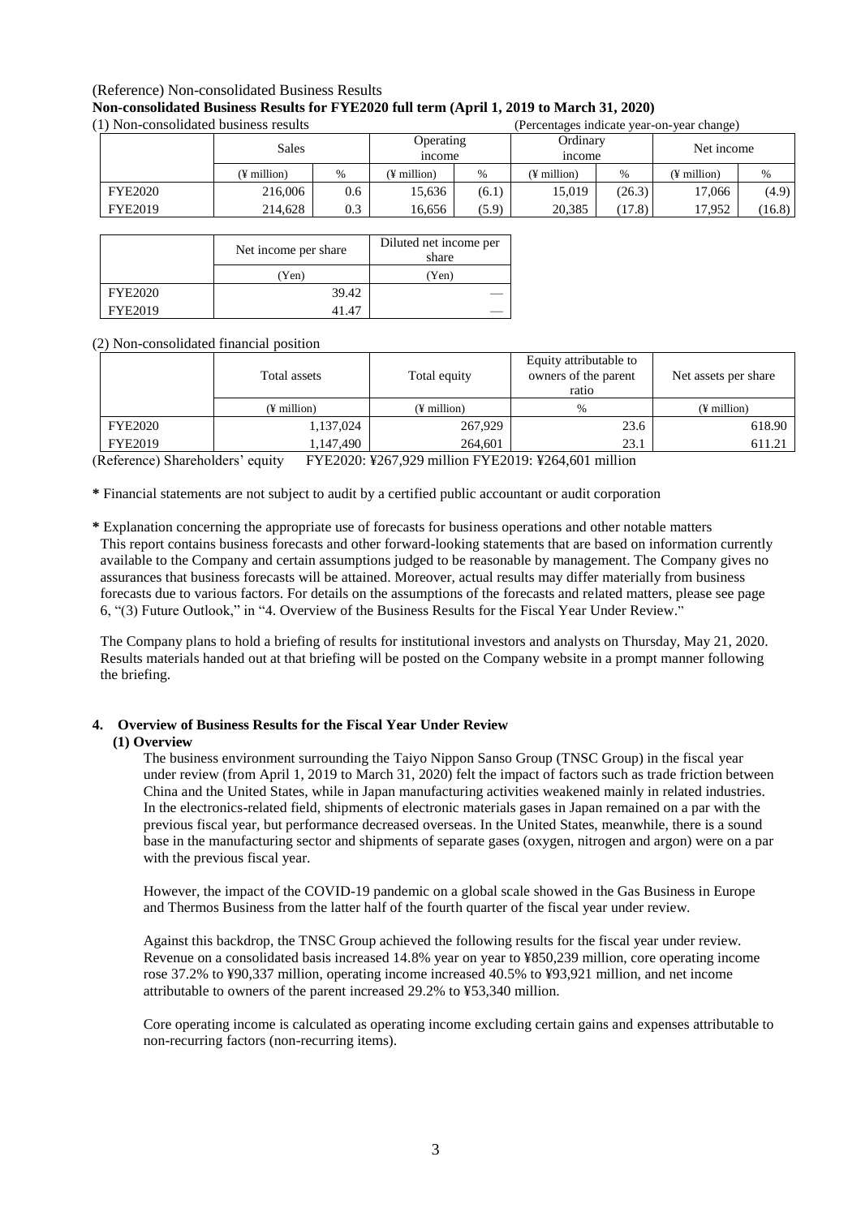(Reference) Non-consolidated Business Results

**Non-consolidated Business Results for FYE2020 full term (April 1, 2019 to March 31, 2020)**

(1) Non-consolidated business results (Percentages indicate year-on-year change)

| | Sales | | Operating income | | Ordinary income | | Net income | |
|---|---|---|---|---|---|---|---|---|
| | (¥ million) | % | (¥ million) | % | (¥ million) | % | (¥ million) | % |
| FYE2020 | 216,006 | 0.6 | 15,636 | (6.1) | 15,019 | (26.3) | 17,066 | (4.9) |
| FYE2019 | 214,628 | 0.3 | 16,656 | (5.9) | 20,385 | (17.8) | 17,952 | (16.8) |

| | Net income per share | Diluted net income per share |
|---|---|---|
| | (Yen) | (Yen) |
| FYE2020 | 39.42 | — |
| FYE2019 | 41.47 | — |

(2) Non-consolidated financial position

| | Total assets | Total equity | Equity attributable to owners of the parent ratio | Net assets per share |
|---|---|---|---|---|
| | (¥ million) | (¥ million) | % | (¥ million) |
| FYE2020 | 1,137,024 | 267,929 | 23.6 | 618.90 |
| FYE2019 | 1,147,490 | 264,601 | 23.1 | 611.21 |

(Reference) Shareholders' equity FYE2020: ¥267,929 million FYE2019: ¥264,601 million

**\*** Financial statements are not subject to audit by a certified public accountant or audit corporation

**\*** Explanation concerning the appropriate use of forecasts for business operations and other notable matters

This report contains business forecasts and other forward-looking statements that are based on information currently available to the Company and certain assumptions judged to be reasonable by management. The Company gives no assurances that business forecasts will be attained. Moreover, actual results may differ materially from business forecasts due to various factors. For details on the assumptions of the forecasts and related matters, please see page 6, "(3) Future Outlook," in "4. Overview of the Business Results for the Fiscal Year Under Review."

The Company plans to hold a briefing of results for institutional investors and analysts on Thursday, May 21, 2020. Results materials handed out at that briefing will be posted on the Company website in a prompt manner following the briefing.

## 4. Overview of Business Results for the Fiscal Year Under Review

### (1) Overview

The business environment surrounding the Taiyo Nippon Sanso Group (TNSC Group) in the fiscal year under review (from April 1, 2019 to March 31, 2020) felt the impact of factors such as trade friction between China and the United States, while in Japan manufacturing activities weakened mainly in related industries. In the electronics-related field, shipments of electronic materials gases in Japan remained on a par with the previous fiscal year, but performance decreased overseas. In the United States, meanwhile, there is a sound base in the manufacturing sector and shipments of separate gases (oxygen, nitrogen and argon) were on a par with the previous fiscal year.

However, the impact of the COVID-19 pandemic on a global scale showed in the Gas Business in Europe and Thermos Business from the latter half of the fourth quarter of the fiscal year under review.

Against this backdrop, the TNSC Group achieved the following results for the fiscal year under review. Revenue on a consolidated basis increased 14.8% year on year to ¥850,239 million, core operating income rose 37.2% to ¥90,337 million, operating income increased 40.5% to ¥93,921 million, and net income attributable to owners of the parent increased 29.2% to ¥53,340 million.

Core operating income is calculated as operating income excluding certain gains and expenses attributable to non-recurring factors (non-recurring items).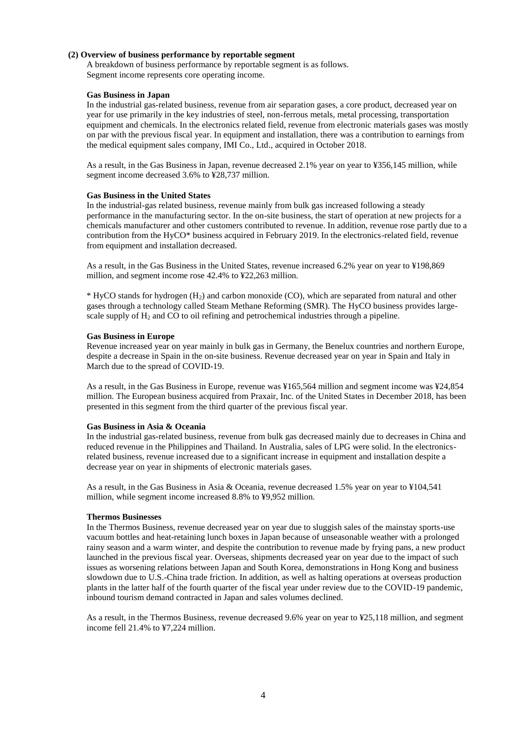### (2) Overview of business performance by reportable segment

A breakdown of business performance by reportable segment is as follows.
Segment income represents core operating income.

#### Gas Business in Japan

In the industrial gas-related business, revenue from air separation gases, a core product, decreased year on year for use primarily in the key industries of steel, non-ferrous metals, metal processing, transportation equipment and chemicals. In the electronics related field, revenue from electronic materials gases was mostly on par with the previous fiscal year. In equipment and installation, there was a contribution to earnings from the medical equipment sales company, IMI Co., Ltd., acquired in October 2018.

As a result, in the Gas Business in Japan, revenue decreased 2.1% year on year to ¥356,145 million, while segment income decreased 3.6% to ¥28,737 million.

#### Gas Business in the United States

In the industrial-gas related business, revenue mainly from bulk gas increased following a steady performance in the manufacturing sector. In the on-site business, the start of operation at new projects for a chemicals manufacturer and other customers contributed to revenue. In addition, revenue rose partly due to a contribution from the HyCO* business acquired in February 2019. In the electronics-related field, revenue from equipment and installation decreased.

As a result, in the Gas Business in the United States, revenue increased 6.2% year on year to ¥198,869 million, and segment income rose 42.4% to ¥22,263 million.

* HyCO stands for hydrogen ($H_2$) and carbon monoxide (CO), which are separated from natural and other gases through a technology called Steam Methane Reforming (SMR). The HyCO business provides large-scale supply of $H_2$ and CO to oil refining and petrochemical industries through a pipeline.

#### Gas Business in Europe

Revenue increased year on year mainly in bulk gas in Germany, the Benelux countries and northern Europe, despite a decrease in Spain in the on-site business. Revenue decreased year on year in Spain and Italy in March due to the spread of COVID-19.

As a result, in the Gas Business in Europe, revenue was ¥165,564 million and segment income was ¥24,854 million. The European business acquired from Praxair, Inc. of the United States in December 2018, has been presented in this segment from the third quarter of the previous fiscal year.

#### Gas Business in Asia & Oceania

In the industrial gas-related business, revenue from bulk gas decreased mainly due to decreases in China and reduced revenue in the Philippines and Thailand. In Australia, sales of LPG were solid. In the electronics-related business, revenue increased due to a significant increase in equipment and installation despite a decrease year on year in shipments of electronic materials gases.

As a result, in the Gas Business in Asia & Oceania, revenue decreased 1.5% year on year to ¥104,541 million, while segment income increased 8.8% to ¥9,952 million.

#### Thermos Businesses

In the Thermos Business, revenue decreased year on year due to sluggish sales of the mainstay sports-use vacuum bottles and heat-retaining lunch boxes in Japan because of unseasonable weather with a prolonged rainy season and a warm winter, and despite the contribution to revenue made by frying pans, a new product launched in the previous fiscal year. Overseas, shipments decreased year on year due to the impact of such issues as worsening relations between Japan and South Korea, demonstrations in Hong Kong and business slowdown due to U.S.-China trade friction. In addition, as well as halting operations at overseas production plants in the latter half of the fourth quarter of the fiscal year under review due to the COVID-19 pandemic, inbound tourism demand contracted in Japan and sales volumes declined.

As a result, in the Thermos Business, revenue decreased 9.6% year on year to ¥25,118 million, and segment income fell 21.4% to ¥7,224 million.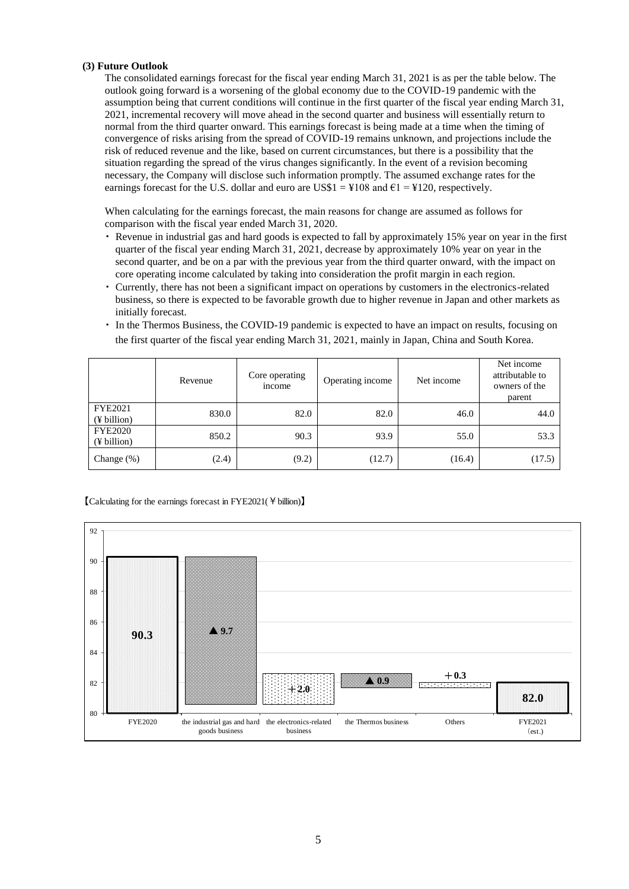**(3) Future Outlook**

The consolidated earnings forecast for the fiscal year ending March 31, 2021 is as per the table below. The outlook going forward is a worsening of the global economy due to the COVID-19 pandemic with the assumption being that current conditions will continue in the first quarter of the fiscal year ending March 31, 2021, incremental recovery will move ahead in the second quarter and business will essentially return to normal from the third quarter onward. This earnings forecast is being made at a time when the timing of convergence of risks arising from the spread of COVID-19 remains unknown, and projections include the risk of reduced revenue and the like, based on current circumstances, but there is a possibility that the situation regarding the spread of the virus changes significantly. In the event of a revision becoming necessary, the Company will disclose such information promptly. The assumed exchange rates for the earnings forecast for the U.S. dollar and euro are US$1 = ¥108 and €1 = ¥120, respectively.

When calculating for the earnings forecast, the main reasons for change are assumed as follows for comparison with the fiscal year ended March 31, 2020.

- Revenue in industrial gas and hard goods is expected to fall by approximately 15% year on year in the first quarter of the fiscal year ending March 31, 2021, decrease by approximately 10% year on year in the second quarter, and be on a par with the previous year from the third quarter onward, with the impact on core operating income calculated by taking into consideration the profit margin in each region.
- Currently, there has not been a significant impact on operations by customers in the electronics-related business, so there is expected to be favorable growth due to higher revenue in Japan and other markets as initially forecast.
- In the Thermos Business, the COVID-19 pandemic is expected to have an impact on results, focusing on the first quarter of the fiscal year ending March 31, 2021, mainly in Japan, China and South Korea.

| | Revenue | Core operating income | Operating income | Net income | Net income attributable to owners of the parent |
|---|---|---|---|---|---|
| FYE2021 (¥ billion) | 830.0 | 82.0 | 82.0 | 46.0 | 44.0 |
| FYE2020 (¥ billion) | 850.2 | 90.3 | 93.9 | 55.0 | 53.3 |
| Change (%) | (2.4) | (9.2) | (12.7) | (16.4) | (17.5) |

【Calculating for the earnings forecast in FYE2021(￥billion)】

| FYE2020 | the industrial gas and hard goods business | the electronics-related business | the Thermos business | Others | FYE2021 (est.) |
|---|---|---|---|---|---|
| 90.3 | ▲9.7 | ＋2.0 | ▲0.9 | ＋0.3 | 82.0 |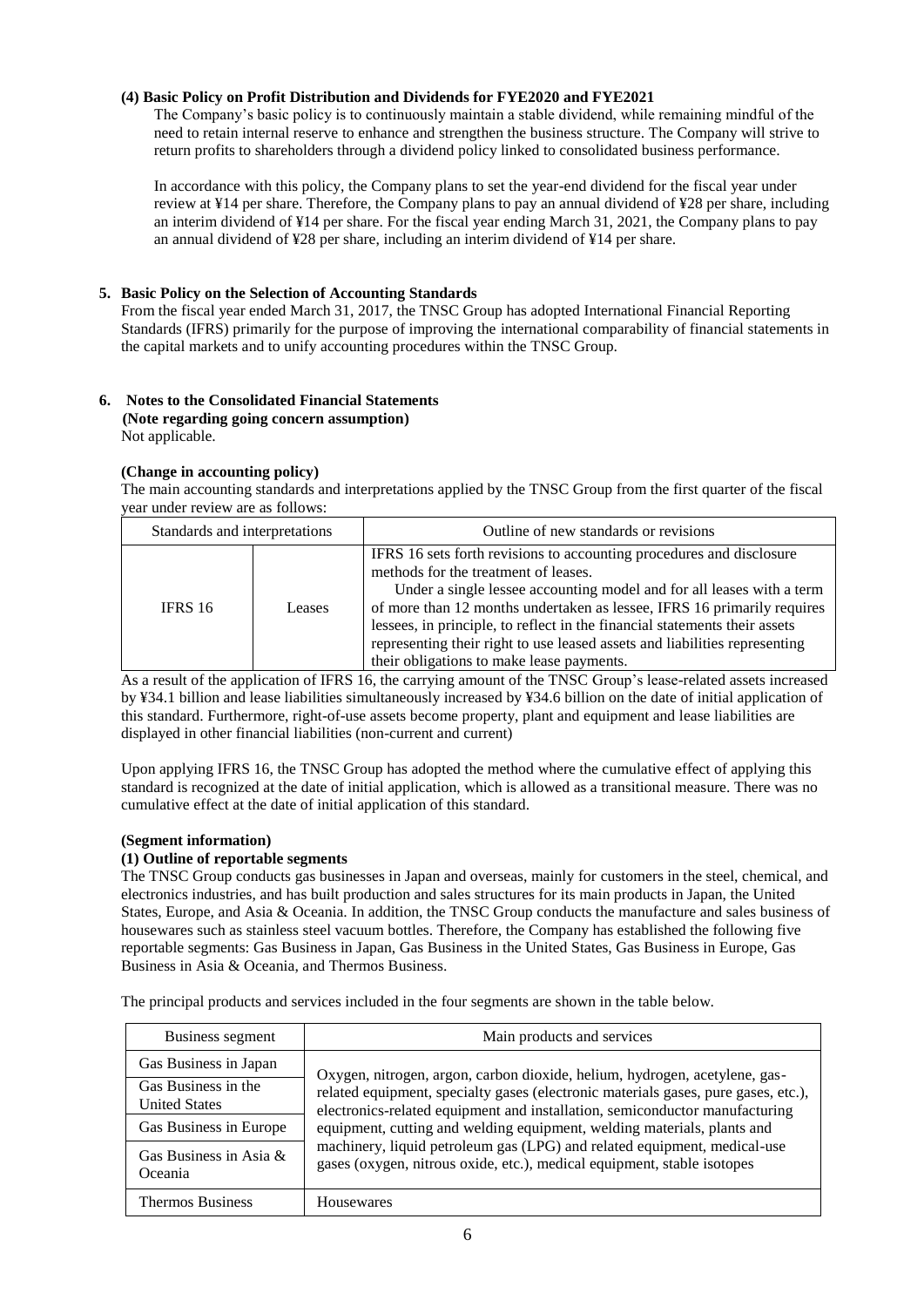#### (4) Basic Policy on Profit Distribution and Dividends for FYE2020 and FYE2021

The Company's basic policy is to continuously maintain a stable dividend, while remaining mindful of the need to retain internal reserve to enhance and strengthen the business structure. The Company will strive to return profits to shareholders through a dividend policy linked to consolidated business performance.

In accordance with this policy, the Company plans to set the year-end dividend for the fiscal year under review at ¥14 per share. Therefore, the Company plans to pay an annual dividend of ¥28 per share, including an interim dividend of ¥14 per share. For the fiscal year ending March 31, 2021, the Company plans to pay an annual dividend of ¥28 per share, including an interim dividend of ¥14 per share.

## 5. Basic Policy on the Selection of Accounting Standards

From the fiscal year ended March 31, 2017, the TNSC Group has adopted International Financial Reporting Standards (IFRS) primarily for the purpose of improving the international comparability of financial statements in the capital markets and to unify accounting procedures within the TNSC Group.

## 6. Notes to the Consolidated Financial Statements

**(Note regarding going concern assumption)**

Not applicable.

**(Change in accounting policy)**

The main accounting standards and interpretations applied by the TNSC Group from the first quarter of the fiscal year under review are as follows:

| Standards and interpretations | | Outline of new standards or revisions |
|---|---|---|
| IFRS 16 | Leases | IFRS 16 sets forth revisions to accounting procedures and disclosure methods for the treatment of leases. Under a single lessee accounting model and for all leases with a term of more than 12 months undertaken as lessee, IFRS 16 primarily requires lessees, in principle, to reflect in the financial statements their assets representing their right to use leased assets and liabilities representing their obligations to make lease payments. |

As a result of the application of IFRS 16, the carrying amount of the TNSC Group's lease-related assets increased by ¥34.1 billion and lease liabilities simultaneously increased by ¥34.6 billion on the date of initial application of this standard. Furthermore, right-of-use assets become property, plant and equipment and lease liabilities are displayed in other financial liabilities (non-current and current)

Upon applying IFRS 16, the TNSC Group has adopted the method where the cumulative effect of applying this standard is recognized at the date of initial application, which is allowed as a transitional measure. There was no cumulative effect at the date of initial application of this standard.

**(Segment information)**

**(1) Outline of reportable segments**

The TNSC Group conducts gas businesses in Japan and overseas, mainly for customers in the steel, chemical, and electronics industries, and has built production and sales structures for its main products in Japan, the United States, Europe, and Asia & Oceania. In addition, the TNSC Group conducts the manufacture and sales business of housewares such as stainless steel vacuum bottles. Therefore, the Company has established the following five reportable segments: Gas Business in Japan, Gas Business in the United States, Gas Business in Europe, Gas Business in Asia & Oceania, and Thermos Business.

The principal products and services included in the four segments are shown in the table below.

| Business segment | Main products and services |
|---|---|
| Gas Business in Japan | Oxygen, nitrogen, argon, carbon dioxide, helium, hydrogen, acetylene, gas-related equipment, specialty gases (electronic materials gases, pure gases, etc.), electronics-related equipment and installation, semiconductor manufacturing equipment, cutting and welding equipment, welding materials, plants and machinery, liquid petroleum gas (LPG) and related equipment, medical-use gases (oxygen, nitrous oxide, etc.), medical equipment, stable isotopes |
| Gas Business in the United States | |
| Gas Business in Europe | |
| Gas Business in Asia & Oceania | |
| Thermos Business | Housewares |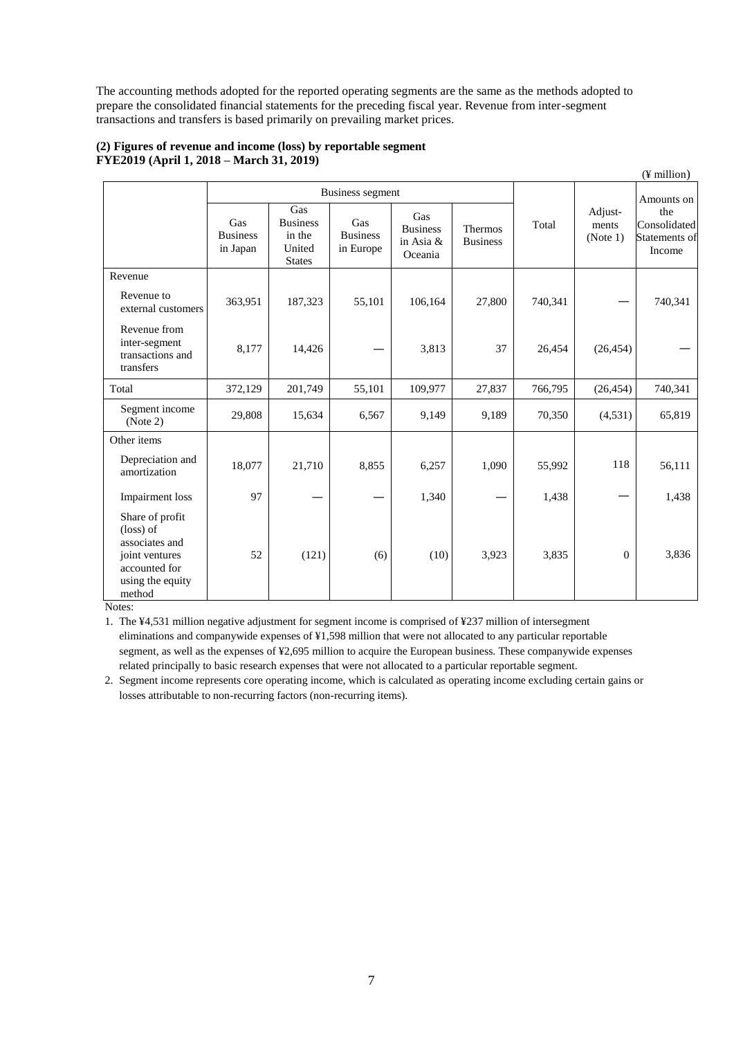The accounting methods adopted for the reported operating segments are the same as the methods adopted to prepare the consolidated financial statements for the preceding fiscal year. Revenue from inter-segment transactions and transfers is based primarily on prevailing market prices.

**(2) Figures of revenue and income (loss) by reportable segment**
**FYE2019 (April 1, 2018 – March 31, 2019)**

(¥ million)

| | Business segment | | | | | Total | Adjust-ments (Note 1) | Amounts on the Consolidated Statements of Income |
|---|---|---|---|---|---|---|---|---|
| | Gas Business in Japan | Gas Business in the United States | Gas Business in Europe | Gas Business in Asia & Oceania | Thermos Business | | | |
| Revenue | | | | | | | | |
| Revenue to external customers | 363,951 | 187,323 | 55,101 | 106,164 | 27,800 | 740,341 | — | 740,341 |
| Revenue from inter-segment transactions and transfers | 8,177 | 14,426 | — | 3,813 | 37 | 26,454 | (26,454) | — |
| Total | 372,129 | 201,749 | 55,101 | 109,977 | 27,837 | 766,795 | (26,454) | 740,341 |
| Segment income (Note 2) | 29,808 | 15,634 | 6,567 | 9,149 | 9,189 | 70,350 | (4,531) | 65,819 |
| Other items | | | | | | | | |
| Depreciation and amortization | 18,077 | 21,710 | 8,855 | 6,257 | 1,090 | 55,992 | 118 | 56,111 |
| Impairment loss | 97 | — | — | 1,340 | — | 1,438 | — | 1,438 |
| Share of profit (loss) of associates and joint ventures accounted for using the equity method | 52 | (121) | (6) | (10) | 3,923 | 3,835 | 0 | 3,836 |

Notes:

1. The ¥4,531 million negative adjustment for segment income is comprised of ¥237 million of intersegment eliminations and companywide expenses of ¥1,598 million that were not allocated to any particular reportable segment, as well as the expenses of ¥2,695 million to acquire the European business. These companywide expenses related principally to basic research expenses that were not allocated to a particular reportable segment.
2. Segment income represents core operating income, which is calculated as operating income excluding certain gains or losses attributable to non-recurring factors (non-recurring items).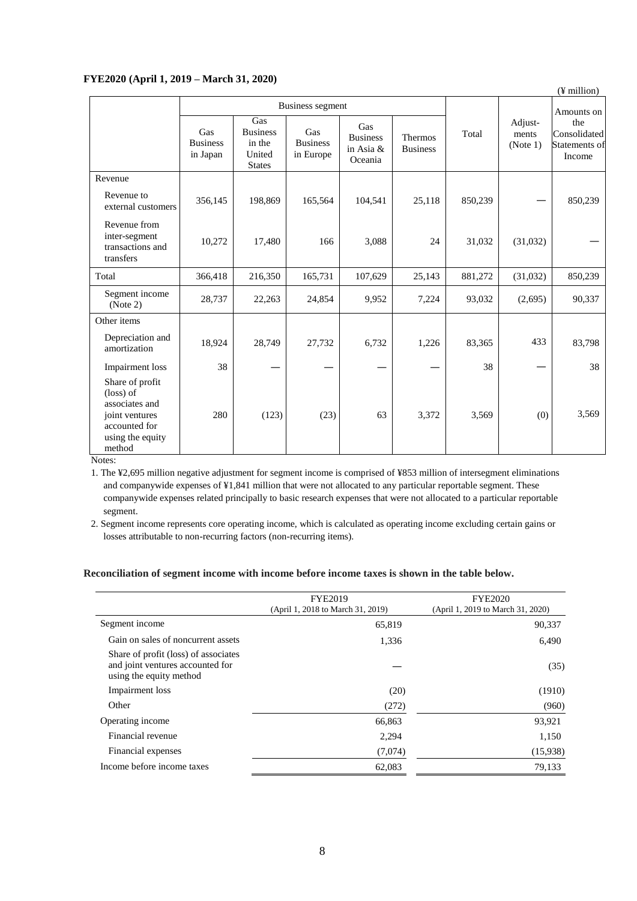**FYE2020 (April 1, 2019 – March 31, 2020)**

(¥ million)

| | Business segment | | | | | Total | Adjust-ments (Note 1) | Amounts on the Consolidated Statements of Income |
|---|---|---|---|---|---|---|---|---|
| | Gas Business in Japan | Gas Business in the United States | Gas Business in Europe | Gas Business in Asia & Oceania | Thermos Business | | | |
| Revenue | | | | | | | | |
| Revenue to external customers | 356,145 | 198,869 | 165,564 | 104,541 | 25,118 | 850,239 | — | 850,239 |
| Revenue from inter-segment transactions and transfers | 10,272 | 17,480 | 166 | 3,088 | 24 | 31,032 | (31,032) | — |
| Total | 366,418 | 216,350 | 165,731 | 107,629 | 25,143 | 881,272 | (31,032) | 850,239 |
| Segment income (Note 2) | 28,737 | 22,263 | 24,854 | 9,952 | 7,224 | 93,032 | (2,695) | 90,337 |
| Other items | | | | | | | | |
| Depreciation and amortization | 18,924 | 28,749 | 27,732 | 6,732 | 1,226 | 83,365 | 433 | 83,798 |
| Impairment loss | 38 | — | — | — | — | 38 | — | 38 |
| Share of profit (loss) of associates and joint ventures accounted for using the equity method | 280 | (123) | (23) | 63 | 3,372 | 3,569 | (0) | 3,569 |

Notes:

1. The ¥2,695 million negative adjustment for segment income is comprised of ¥853 million of intersegment eliminations and companywide expenses of ¥1,841 million that were not allocated to any particular reportable segment. These companywide expenses related principally to basic research expenses that were not allocated to a particular reportable segment.
2. Segment income represents core operating income, which is calculated as operating income excluding certain gains or losses attributable to non-recurring factors (non-recurring items).

**Reconciliation of segment income with income before income taxes is shown in the table below.**

| | FYE2019 (April 1, 2018 to March 31, 2019) | FYE2020 (April 1, 2019 to March 31, 2020) |
|---|---|---|
| Segment income | 65,819 | 90,337 |
| Gain on sales of noncurrent assets | 1,336 | 6,490 |
| Share of profit (loss) of associates and joint ventures accounted for using the equity method | — | (35) |
| Impairment loss | (20) | (1910) |
| Other | (272) | (960) |
| Operating income | 66,863 | 93,921 |
| Financial revenue | 2,294 | 1,150 |
| Financial expenses | (7,074) | (15,938) |
| Income before income taxes | 62,083 | 79,133 |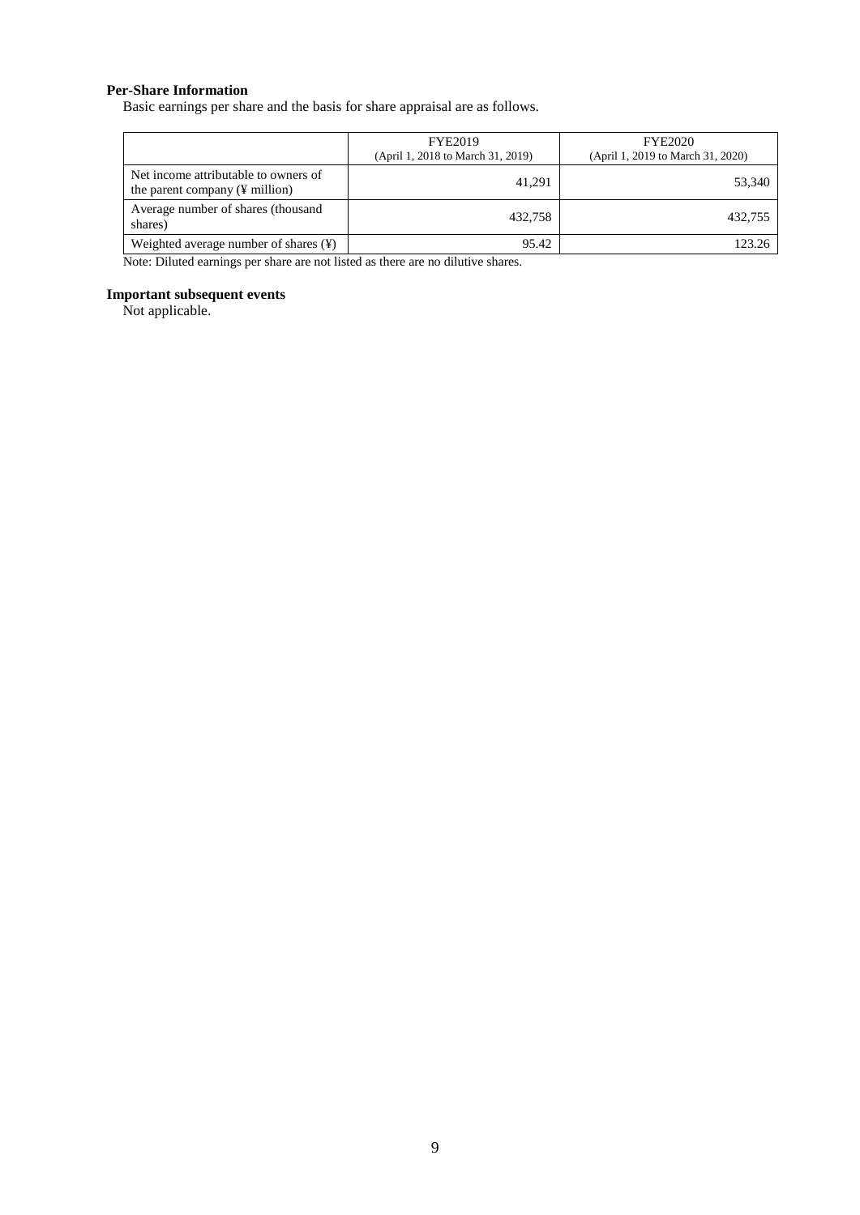**Per-Share Information**

Basic earnings per share and the basis for share appraisal are as follows.

| | FYE2019<br>(April 1, 2018 to March 31, 2019) | FYE2020<br>(April 1, 2019 to March 31, 2020) |
|---|---|---|
| Net income attributable to owners of the parent company (¥ million) | 41,291 | 53,340 |
| Average number of shares (thousand shares) | 432,758 | 432,755 |
| Weighted average number of shares (¥) | 95.42 | 123.26 |

Note: Diluted earnings per share are not listed as there are no dilutive shares.

**Important subsequent events**

Not applicable.